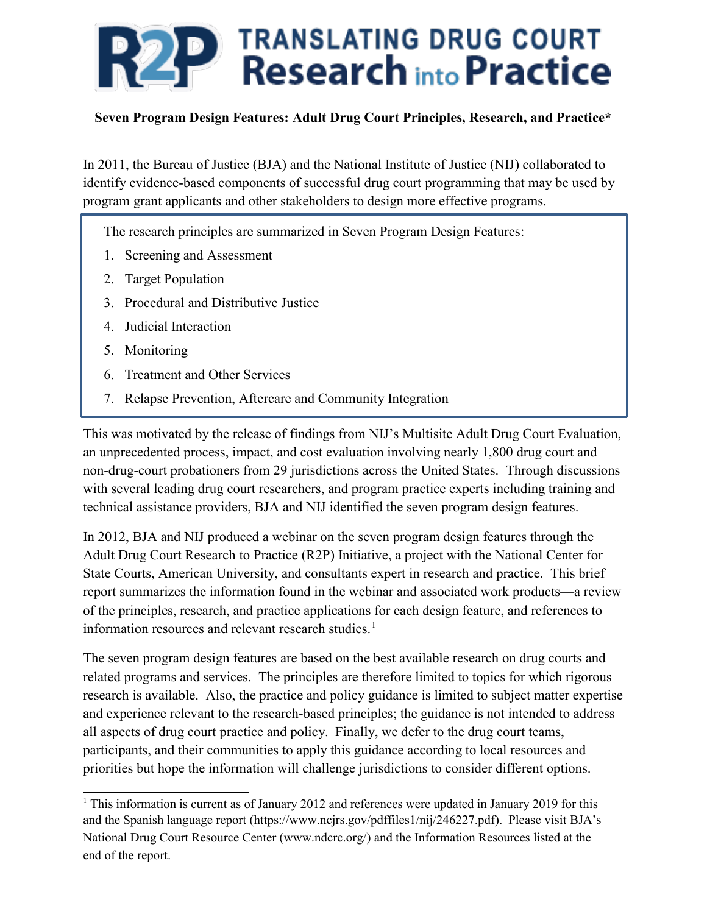# R2P TRANSLATING DRUG COURT Research into Practice

**Seven Program Design Features: Adult Drug Court Principles, Research, and Practice***

In 2011, the Bureau of Justice (BJA) and the National Institute of Justice (NIJ) collaborated to identify evidence-based components of successful drug court programming that may be used by program grant applicants and other stakeholders to design more effective programs.

The research principles are summarized in Seven Program Design Features:

1. Screening and Assessment
2. Target Population
3. Procedural and Distributive Justice
4. Judicial Interaction
5. Monitoring
6. Treatment and Other Services
7. Relapse Prevention, Aftercare and Community Integration

This was motivated by the release of findings from NIJ's Multisite Adult Drug Court Evaluation, an unprecedented process, impact, and cost evaluation involving nearly 1,800 drug court and non-drug-court probationers from 29 jurisdictions across the United States. Through discussions with several leading drug court researchers, and program practice experts including training and technical assistance providers, BJA and NIJ identified the seven program design features.

In 2012, BJA and NIJ produced a webinar on the seven program design features through the Adult Drug Court Research to Practice (R2P) Initiative, a project with the National Center for State Courts, American University, and consultants expert in research and practice. This brief report summarizes the information found in the webinar and associated work products—a review of the principles, research, and practice applications for each design feature, and references to information resources and relevant research studies.[1]

The seven program design features are based on the best available research on drug courts and related programs and services. The principles are therefore limited to topics for which rigorous research is available. Also, the practice and policy guidance is limited to subject matter expertise and experience relevant to the research-based principles; the guidance is not intended to address all aspects of drug court practice and policy. Finally, we defer to the drug court teams, participants, and their communities to apply this guidance according to local resources and priorities but hope the information will challenge jurisdictions to consider different options.

[1] This information is current as of January 2012 and references were updated in January 2019 for this and the Spanish language report (https://www.ncjrs.gov/pdffiles1/nij/246227.pdf). Please visit BJA's National Drug Court Resource Center (www.ndcrc.org/) and the Information Resources listed at the end of the report.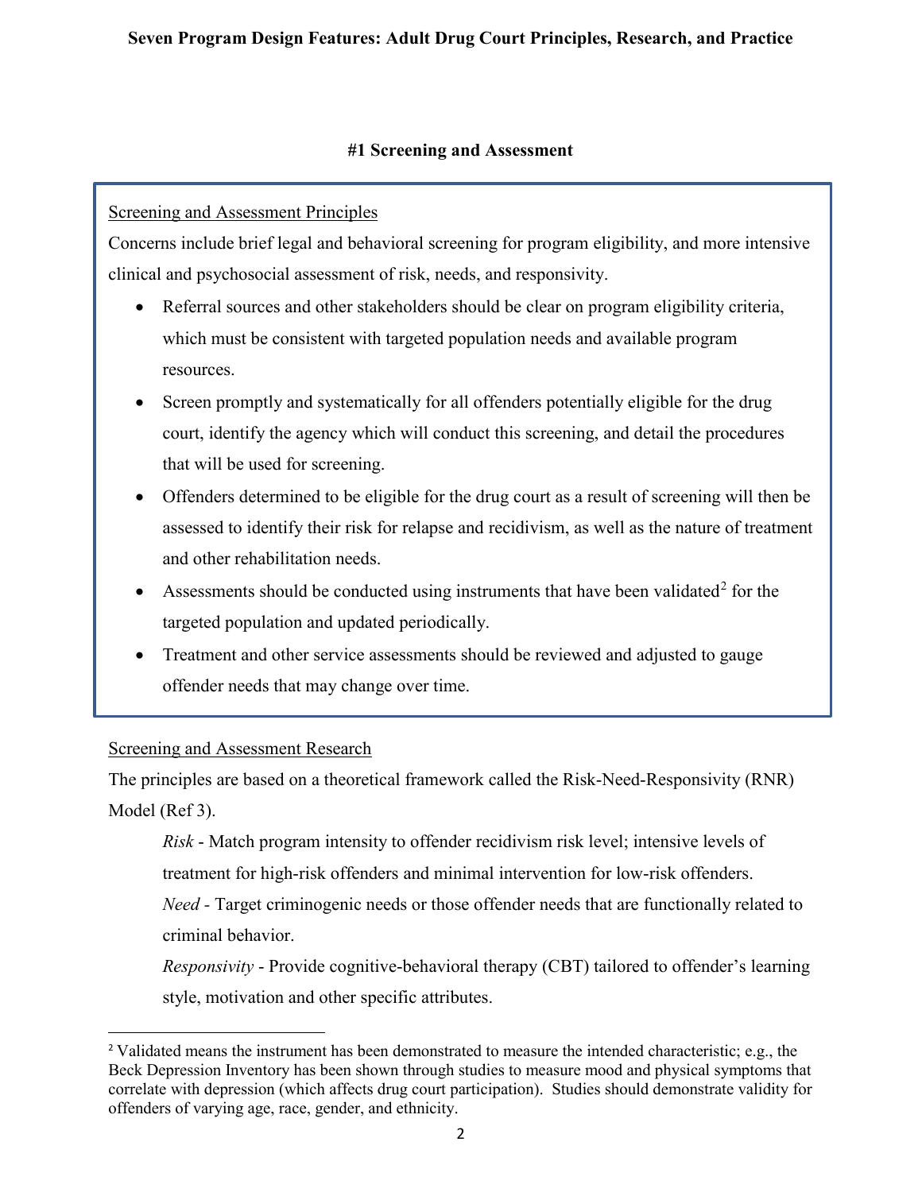## #1 Screening and Assessment

Screening and Assessment Principles

Concerns include brief legal and behavioral screening for program eligibility, and more intensive clinical and psychosocial assessment of risk, needs, and responsivity.

- Referral sources and other stakeholders should be clear on program eligibility criteria, which must be consistent with targeted population needs and available program resources.
- Screen promptly and systematically for all offenders potentially eligible for the drug court, identify the agency which will conduct this screening, and detail the procedures that will be used for screening.
- Offenders determined to be eligible for the drug court as a result of screening will then be assessed to identify their risk for relapse and recidivism, as well as the nature of treatment and other rehabilitation needs.
- Assessments should be conducted using instruments that have been validated[2] for the targeted population and updated periodically.
- Treatment and other service assessments should be reviewed and adjusted to gauge offender needs that may change over time.

Screening and Assessment Research

The principles are based on a theoretical framework called the Risk-Need-Responsivity (RNR) Model (Ref 3).

> *Risk* - Match program intensity to offender recidivism risk level; intensive levels of treatment for high-risk offenders and minimal intervention for low-risk offenders.
>
> *Need* - Target criminogenic needs or those offender needs that are functionally related to criminal behavior.
>
> *Responsivity* - Provide cognitive-behavioral therapy (CBT) tailored to offender's learning style, motivation and other specific attributes.

[2] Validated means the instrument has been demonstrated to measure the intended characteristic; e.g., the Beck Depression Inventory has been shown through studies to measure mood and physical symptoms that correlate with depression (which affects drug court participation). Studies should demonstrate validity for offenders of varying age, race, gender, and ethnicity.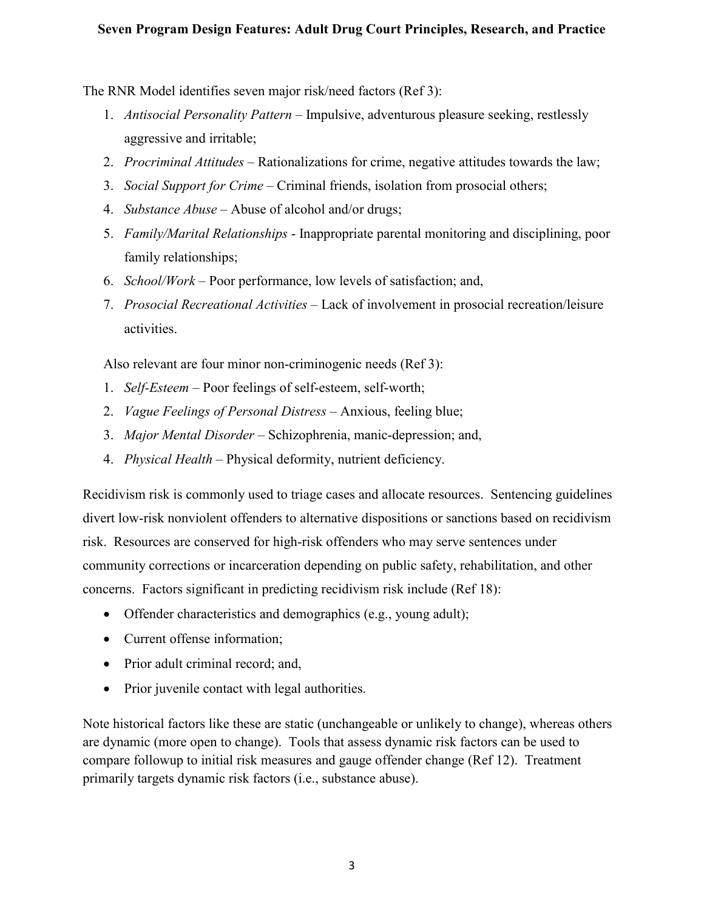The RNR Model identifies seven major risk/need factors (Ref 3):

1. *Antisocial Personality Pattern* – Impulsive, adventurous pleasure seeking, restlessly aggressive and irritable;
2. *Procriminal Attitudes* – Rationalizations for crime, negative attitudes towards the law;
3. *Social Support for Crime* – Criminal friends, isolation from prosocial others;
4. *Substance Abuse* – Abuse of alcohol and/or drugs;
5. *Family/Marital Relationships* - Inappropriate parental monitoring and disciplining, poor family relationships;
6. *School/Work* – Poor performance, low levels of satisfaction; and,
7. *Prosocial Recreational Activities* – Lack of involvement in prosocial recreation/leisure activities.

Also relevant are four minor non-criminogenic needs (Ref 3):

1. *Self-Esteem* – Poor feelings of self-esteem, self-worth;
2. *Vague Feelings of Personal Distress* – Anxious, feeling blue;
3. *Major Mental Disorder* – Schizophrenia, manic-depression; and,
4. *Physical Health* – Physical deformity, nutrient deficiency.

Recidivism risk is commonly used to triage cases and allocate resources. Sentencing guidelines divert low-risk nonviolent offenders to alternative dispositions or sanctions based on recidivism risk. Resources are conserved for high-risk offenders who may serve sentences under community corrections or incarceration depending on public safety, rehabilitation, and other concerns. Factors significant in predicting recidivism risk include (Ref 18):

- Offender characteristics and demographics (e.g., young adult);
- Current offense information;
- Prior adult criminal record; and,
- Prior juvenile contact with legal authorities.

Note historical factors like these are static (unchangeable or unlikely to change), whereas others are dynamic (more open to change). Tools that assess dynamic risk factors can be used to compare followup to initial risk measures and gauge offender change (Ref 12). Treatment primarily targets dynamic risk factors (i.e., substance abuse).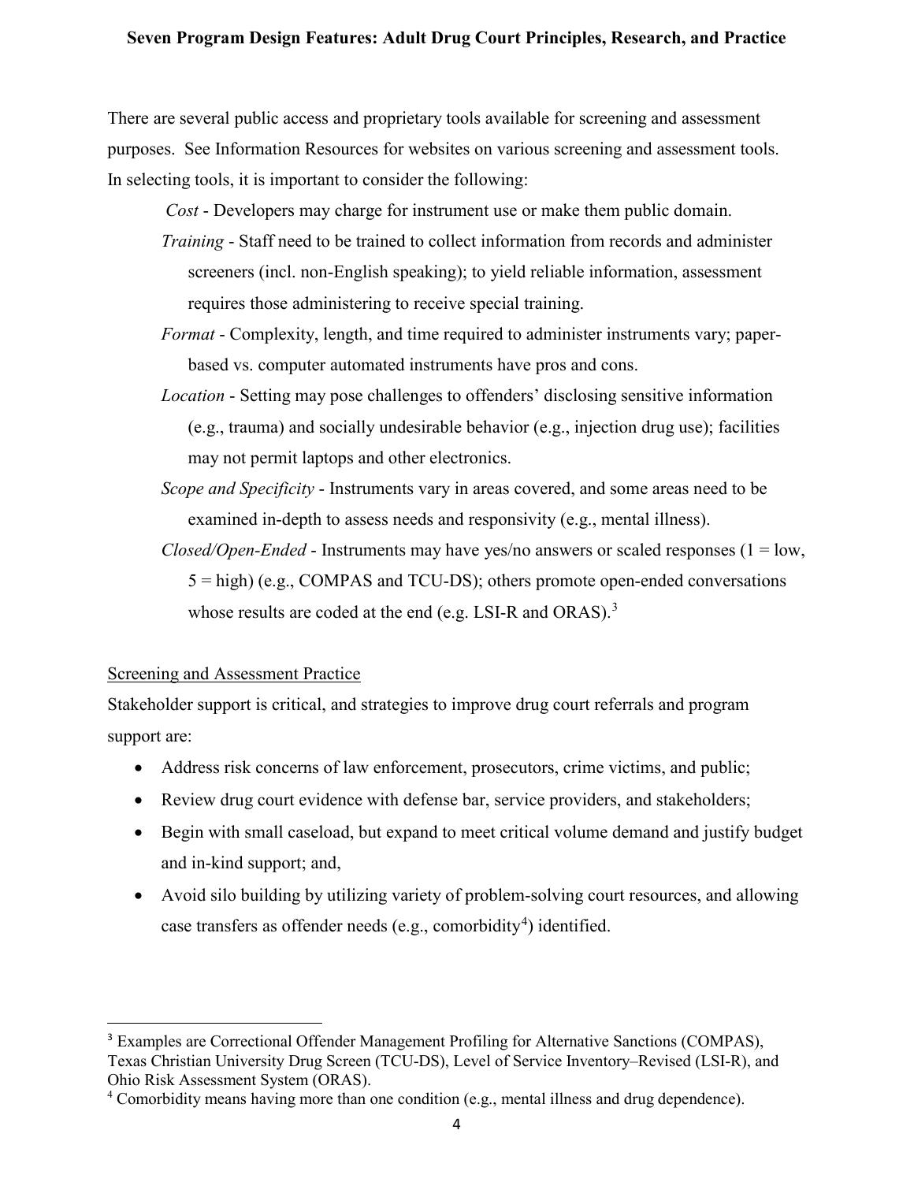There are several public access and proprietary tools available for screening and assessment purposes. See Information Resources for websites on various screening and assessment tools. In selecting tools, it is important to consider the following:

*Cost* - Developers may charge for instrument use or make them public domain.

*Training* - Staff need to be trained to collect information from records and administer screeners (incl. non-English speaking); to yield reliable information, assessment requires those administering to receive special training.

*Format* - Complexity, length, and time required to administer instruments vary; paper-based vs. computer automated instruments have pros and cons.

*Location* - Setting may pose challenges to offenders' disclosing sensitive information (e.g., trauma) and socially undesirable behavior (e.g., injection drug use); facilities may not permit laptops and other electronics.

*Scope and Specificity* - Instruments vary in areas covered, and some areas need to be examined in-depth to assess needs and responsivity (e.g., mental illness).

*Closed/Open-Ended* - Instruments may have yes/no answers or scaled responses (1 = low, 5 = high) (e.g., COMPAS and TCU-DS); others promote open-ended conversations whose results are coded at the end (e.g. LSI-R and ORAS).[3]

Screening and Assessment Practice

Stakeholder support is critical, and strategies to improve drug court referrals and program support are:

- Address risk concerns of law enforcement, prosecutors, crime victims, and public;
- Review drug court evidence with defense bar, service providers, and stakeholders;
- Begin with small caseload, but expand to meet critical volume demand and justify budget and in-kind support; and,
- Avoid silo building by utilizing variety of problem-solving court resources, and allowing case transfers as offender needs (e.g., comorbidity[4]) identified.

---

[3] Examples are Correctional Offender Management Profiling for Alternative Sanctions (COMPAS), Texas Christian University Drug Screen (TCU-DS), Level of Service Inventory–Revised (LSI-R), and Ohio Risk Assessment System (ORAS).

[4] Comorbidity means having more than one condition (e.g., mental illness and drug dependence).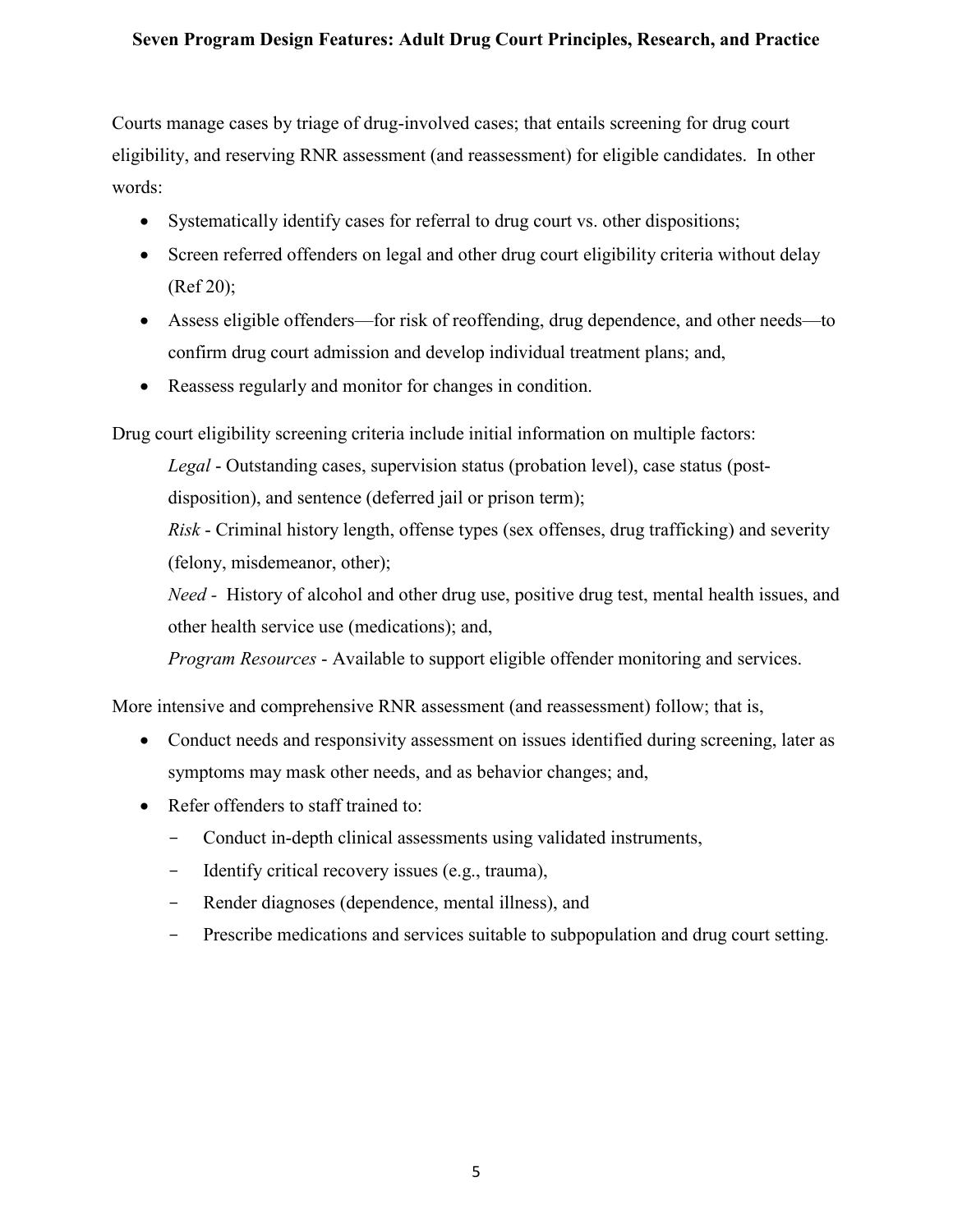Courts manage cases by triage of drug-involved cases; that entails screening for drug court eligibility, and reserving RNR assessment (and reassessment) for eligible candidates. In other words:

- Systematically identify cases for referral to drug court vs. other dispositions;
- Screen referred offenders on legal and other drug court eligibility criteria without delay (Ref 20);
- Assess eligible offenders—for risk of reoffending, drug dependence, and other needs—to confirm drug court admission and develop individual treatment plans; and,
- Reassess regularly and monitor for changes in condition.

Drug court eligibility screening criteria include initial information on multiple factors:

*Legal* - Outstanding cases, supervision status (probation level), case status (post-disposition), and sentence (deferred jail or prison term);

*Risk* - Criminal history length, offense types (sex offenses, drug trafficking) and severity (felony, misdemeanor, other);

*Need* - History of alcohol and other drug use, positive drug test, mental health issues, and other health service use (medications); and,

*Program Resources* - Available to support eligible offender monitoring and services.

More intensive and comprehensive RNR assessment (and reassessment) follow; that is,

- Conduct needs and responsivity assessment on issues identified during screening, later as symptoms may mask other needs, and as behavior changes; and,
- Refer offenders to staff trained to:
  - Conduct in-depth clinical assessments using validated instruments,
  - Identify critical recovery issues (e.g., trauma),
  - Render diagnoses (dependence, mental illness), and
  - Prescribe medications and services suitable to subpopulation and drug court setting.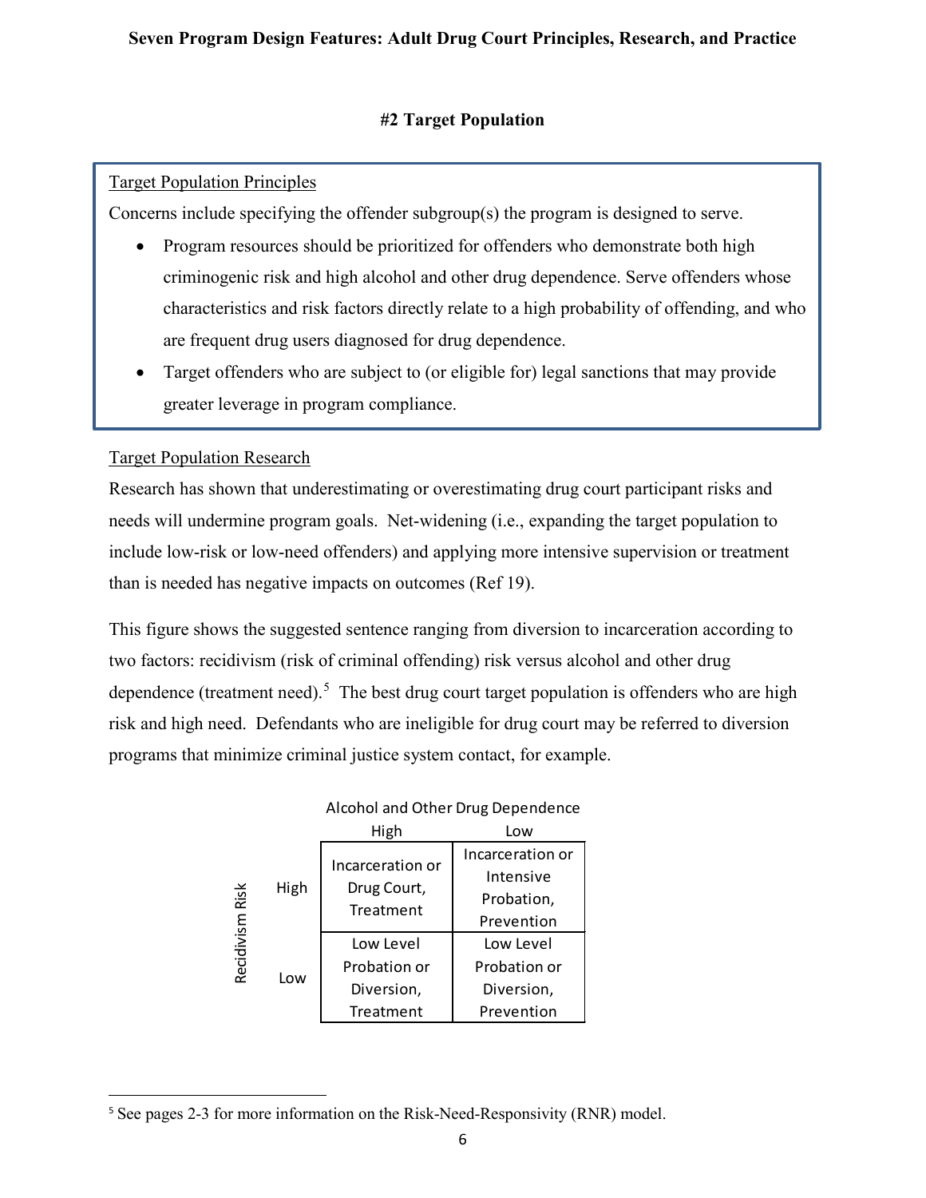## #2 Target Population

> Target Population Principles
>
> Concerns include specifying the offender subgroup(s) the program is designed to serve.
>
> - Program resources should be prioritized for offenders who demonstrate both high criminogenic risk and high alcohol and other drug dependence. Serve offenders whose characteristics and risk factors directly relate to a high probability of offending, and who are frequent drug users diagnosed for drug dependence.
> - Target offenders who are subject to (or eligible for) legal sanctions that may provide greater leverage in program compliance.

Target Population Research

Research has shown that underestimating or overestimating drug court participant risks and needs will undermine program goals. Net-widening (i.e., expanding the target population to include low-risk or low-need offenders) and applying more intensive supervision or treatment than is needed has negative impacts on outcomes (Ref 19).

This figure shows the suggested sentence ranging from diversion to incarceration according to two factors: recidivism (risk of criminal offending) risk versus alcohol and other drug dependence (treatment need).[5] The best drug court target population is offenders who are high risk and high need. Defendants who are ineligible for drug court may be referred to diversion programs that minimize criminal justice system contact, for example.

| Recidivism Risk | Alcohol and Other Drug Dependence: High | Alcohol and Other Drug Dependence: Low |
|---|---|---|
| High | Incarceration or Drug Court, Treatment | Incarceration or Intensive Probation, Prevention |
| Low | Low Level Probation or Diversion, Treatment | Low Level Probation or Diversion, Prevention |

[5] See pages 2-3 for more information on the Risk-Need-Responsivity (RNR) model.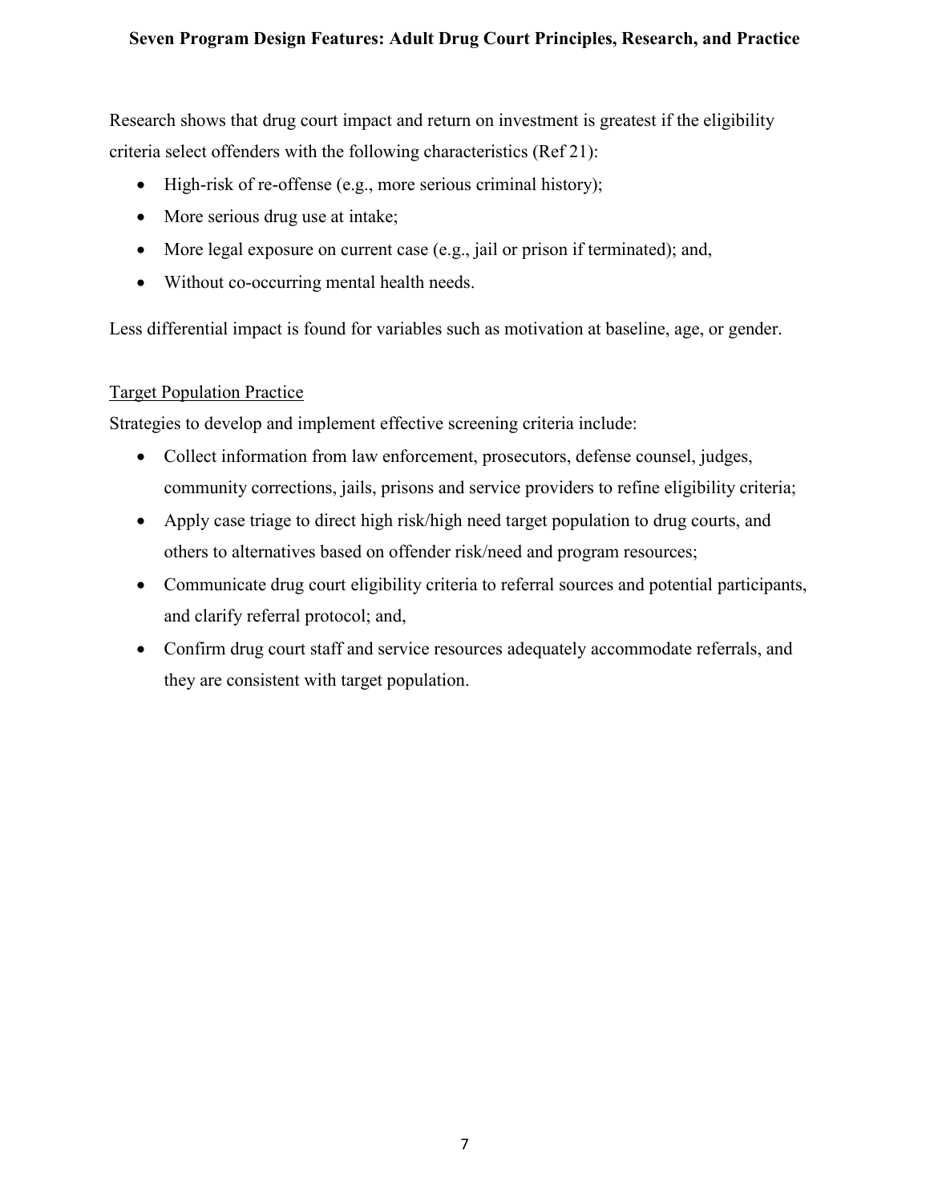Research shows that drug court impact and return on investment is greatest if the eligibility criteria select offenders with the following characteristics (Ref 21):

- High-risk of re-offense (e.g., more serious criminal history);
- More serious drug use at intake;
- More legal exposure on current case (e.g., jail or prison if terminated); and,
- Without co-occurring mental health needs.

Less differential impact is found for variables such as motivation at baseline, age, or gender.

Target Population Practice

Strategies to develop and implement effective screening criteria include:

- Collect information from law enforcement, prosecutors, defense counsel, judges, community corrections, jails, prisons and service providers to refine eligibility criteria;
- Apply case triage to direct high risk/high need target population to drug courts, and others to alternatives based on offender risk/need and program resources;
- Communicate drug court eligibility criteria to referral sources and potential participants, and clarify referral protocol; and,
- Confirm drug court staff and service resources adequately accommodate referrals, and they are consistent with target population.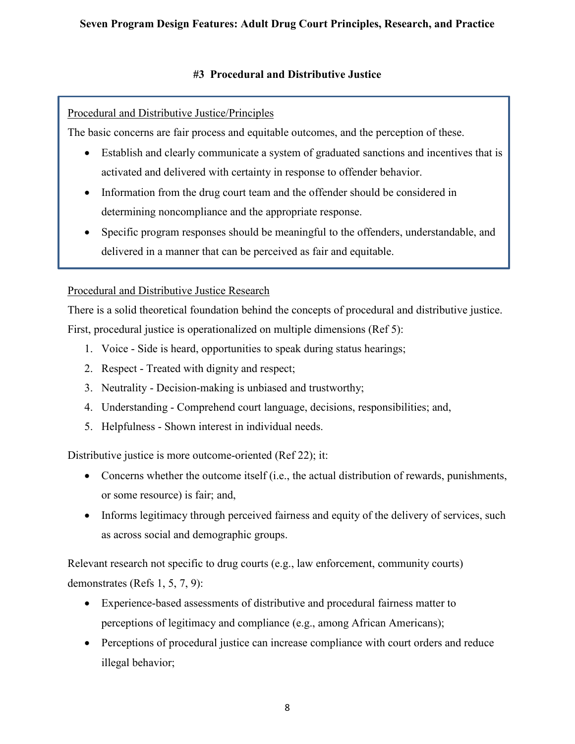### #3 Procedural and Distributive Justice

Procedural and Distributive Justice/Principles

The basic concerns are fair process and equitable outcomes, and the perception of these.

- Establish and clearly communicate a system of graduated sanctions and incentives that is activated and delivered with certainty in response to offender behavior.
- Information from the drug court team and the offender should be considered in determining noncompliance and the appropriate response.
- Specific program responses should be meaningful to the offenders, understandable, and delivered in a manner that can be perceived as fair and equitable.

Procedural and Distributive Justice Research

There is a solid theoretical foundation behind the concepts of procedural and distributive justice. First, procedural justice is operationalized on multiple dimensions (Ref 5):

1. Voice - Side is heard, opportunities to speak during status hearings;
2. Respect - Treated with dignity and respect;
3. Neutrality - Decision-making is unbiased and trustworthy;
4. Understanding - Comprehend court language, decisions, responsibilities; and,
5. Helpfulness - Shown interest in individual needs.

Distributive justice is more outcome-oriented (Ref 22); it:

- Concerns whether the outcome itself (i.e., the actual distribution of rewards, punishments, or some resource) is fair; and,
- Informs legitimacy through perceived fairness and equity of the delivery of services, such as across social and demographic groups.

Relevant research not specific to drug courts (e.g., law enforcement, community courts) demonstrates (Refs 1, 5, 7, 9):

- Experience-based assessments of distributive and procedural fairness matter to perceptions of legitimacy and compliance (e.g., among African Americans);
- Perceptions of procedural justice can increase compliance with court orders and reduce illegal behavior;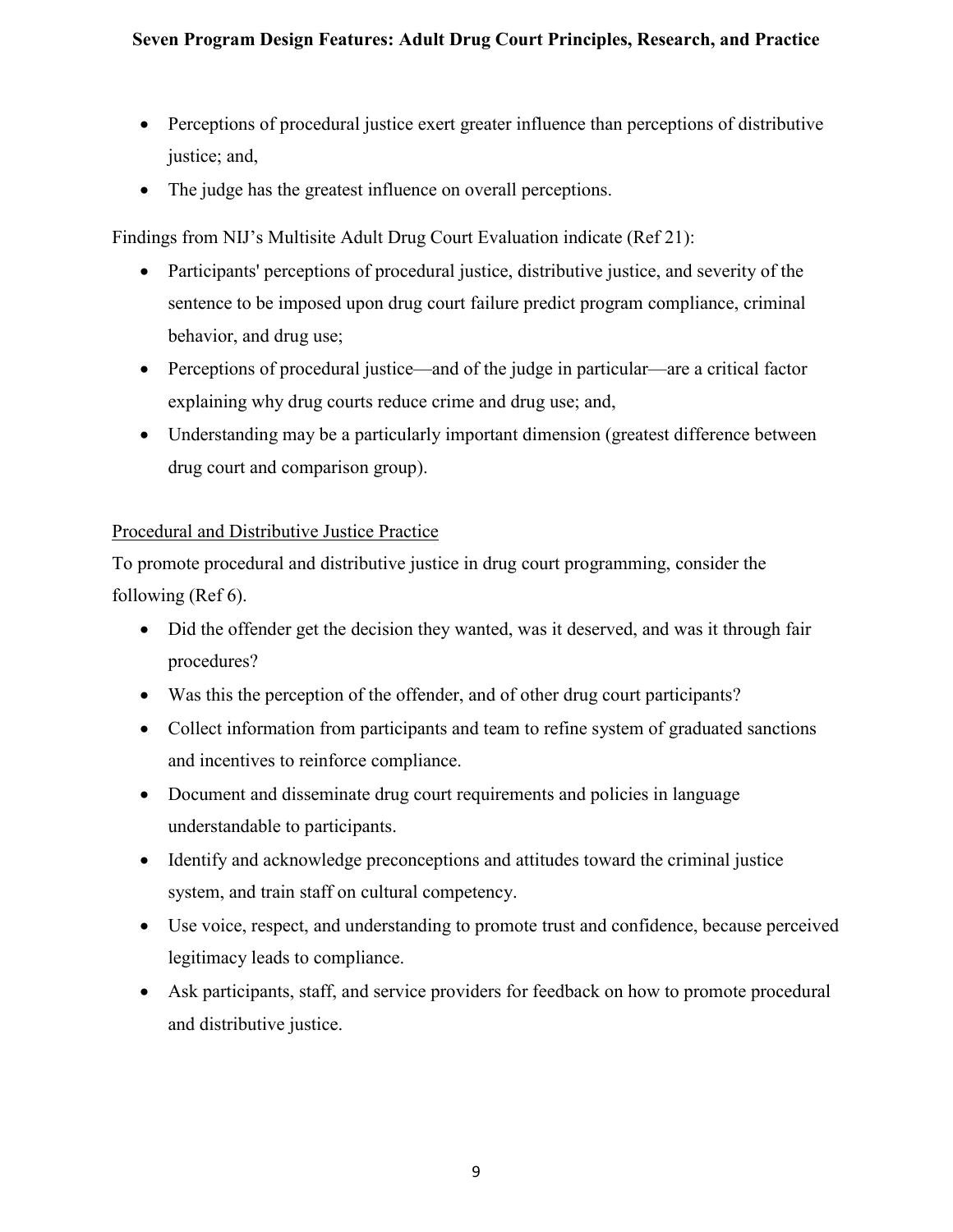- Perceptions of procedural justice exert greater influence than perceptions of distributive justice; and,
- The judge has the greatest influence on overall perceptions.

Findings from NIJ's Multisite Adult Drug Court Evaluation indicate (Ref 21):

- Participants' perceptions of procedural justice, distributive justice, and severity of the sentence to be imposed upon drug court failure predict program compliance, criminal behavior, and drug use;
- Perceptions of procedural justice—and of the judge in particular—are a critical factor explaining why drug courts reduce crime and drug use; and,
- Understanding may be a particularly important dimension (greatest difference between drug court and comparison group).

Procedural and Distributive Justice Practice

To promote procedural and distributive justice in drug court programming, consider the following (Ref 6).

- Did the offender get the decision they wanted, was it deserved, and was it through fair procedures?
- Was this the perception of the offender, and of other drug court participants?
- Collect information from participants and team to refine system of graduated sanctions and incentives to reinforce compliance.
- Document and disseminate drug court requirements and policies in language understandable to participants.
- Identify and acknowledge preconceptions and attitudes toward the criminal justice system, and train staff on cultural competency.
- Use voice, respect, and understanding to promote trust and confidence, because perceived legitimacy leads to compliance.
- Ask participants, staff, and service providers for feedback on how to promote procedural and distributive justice.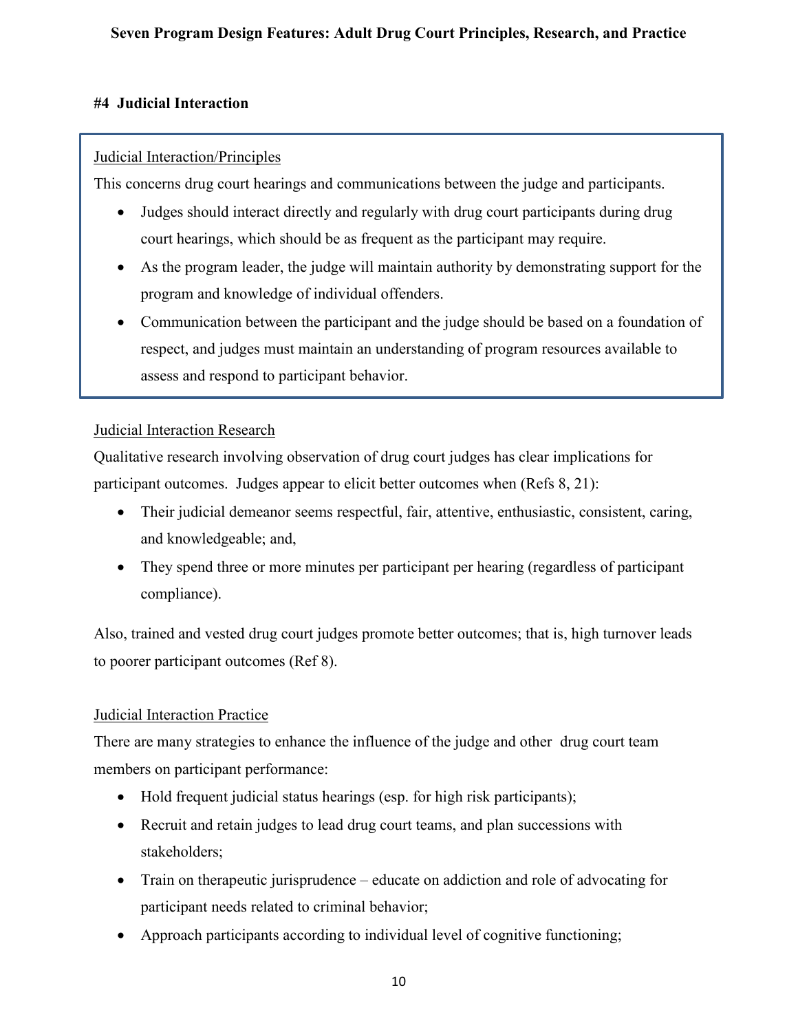### #4 Judicial Interaction

Judicial Interaction/Principles

This concerns drug court hearings and communications between the judge and participants.

- Judges should interact directly and regularly with drug court participants during drug court hearings, which should be as frequent as the participant may require.
- As the program leader, the judge will maintain authority by demonstrating support for the program and knowledge of individual offenders.
- Communication between the participant and the judge should be based on a foundation of respect, and judges must maintain an understanding of program resources available to assess and respond to participant behavior.

Judicial Interaction Research

Qualitative research involving observation of drug court judges has clear implications for participant outcomes. Judges appear to elicit better outcomes when (Refs 8, 21):

- Their judicial demeanor seems respectful, fair, attentive, enthusiastic, consistent, caring, and knowledgeable; and,
- They spend three or more minutes per participant per hearing (regardless of participant compliance).

Also, trained and vested drug court judges promote better outcomes; that is, high turnover leads to poorer participant outcomes (Ref 8).

Judicial Interaction Practice

There are many strategies to enhance the influence of the judge and other drug court team members on participant performance:

- Hold frequent judicial status hearings (esp. for high risk participants);
- Recruit and retain judges to lead drug court teams, and plan successions with stakeholders;
- Train on therapeutic jurisprudence – educate on addiction and role of advocating for participant needs related to criminal behavior;
- Approach participants according to individual level of cognitive functioning;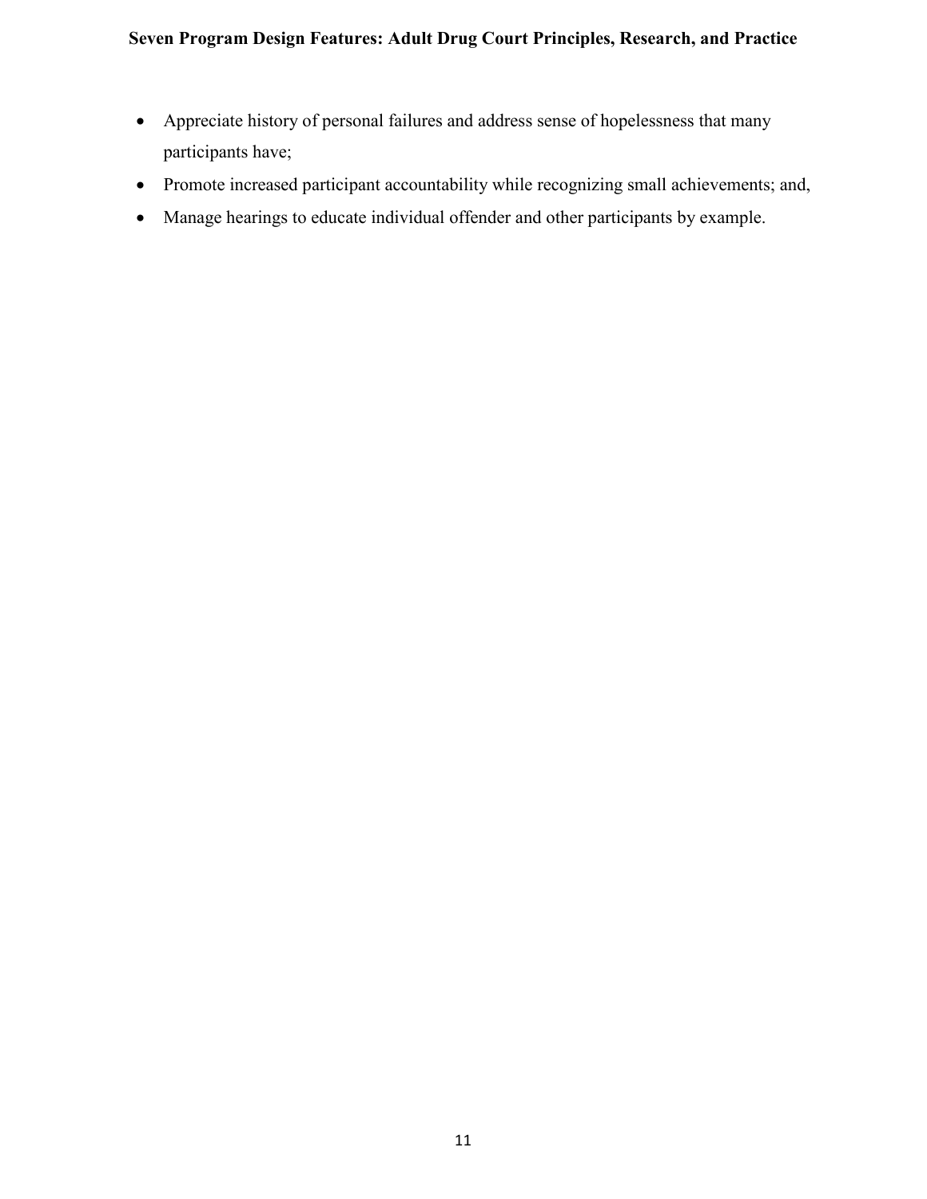- Appreciate history of personal failures and address sense of hopelessness that many participants have;
- Promote increased participant accountability while recognizing small achievements; and,
- Manage hearings to educate individual offender and other participants by example.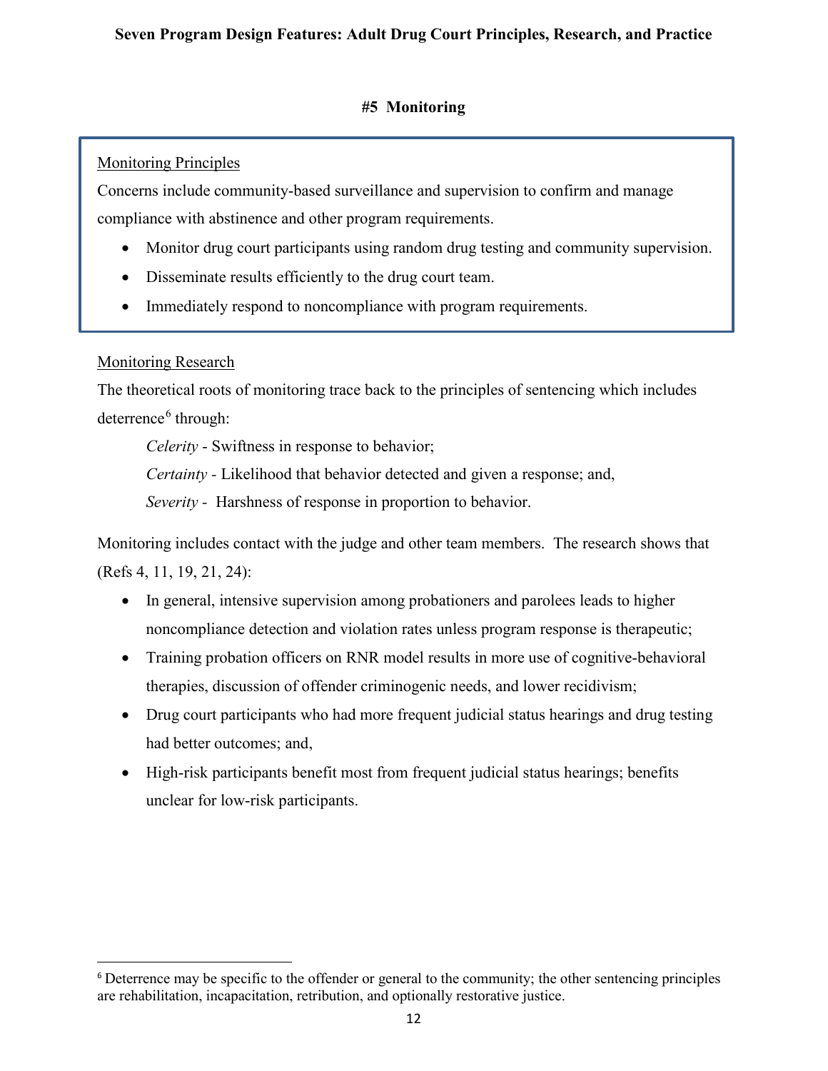## #5 Monitoring

Monitoring Principles

Concerns include community-based surveillance and supervision to confirm and manage compliance with abstinence and other program requirements.

- Monitor drug court participants using random drug testing and community supervision.
- Disseminate results efficiently to the drug court team.
- Immediately respond to noncompliance with program requirements.

Monitoring Research

The theoretical roots of monitoring trace back to the principles of sentencing which includes deterrence[6] through:

*Celerity* - Swiftness in response to behavior;

*Certainty* - Likelihood that behavior detected and given a response; and,

*Severity* - Harshness of response in proportion to behavior.

Monitoring includes contact with the judge and other team members. The research shows that (Refs 4, 11, 19, 21, 24):

- In general, intensive supervision among probationers and parolees leads to higher noncompliance detection and violation rates unless program response is therapeutic;
- Training probation officers on RNR model results in more use of cognitive-behavioral therapies, discussion of offender criminogenic needs, and lower recidivism;
- Drug court participants who had more frequent judicial status hearings and drug testing had better outcomes; and,
- High-risk participants benefit most from frequent judicial status hearings; benefits unclear for low-risk participants.

[6] Deterrence may be specific to the offender or general to the community; the other sentencing principles are rehabilitation, incapacitation, retribution, and optionally restorative justice.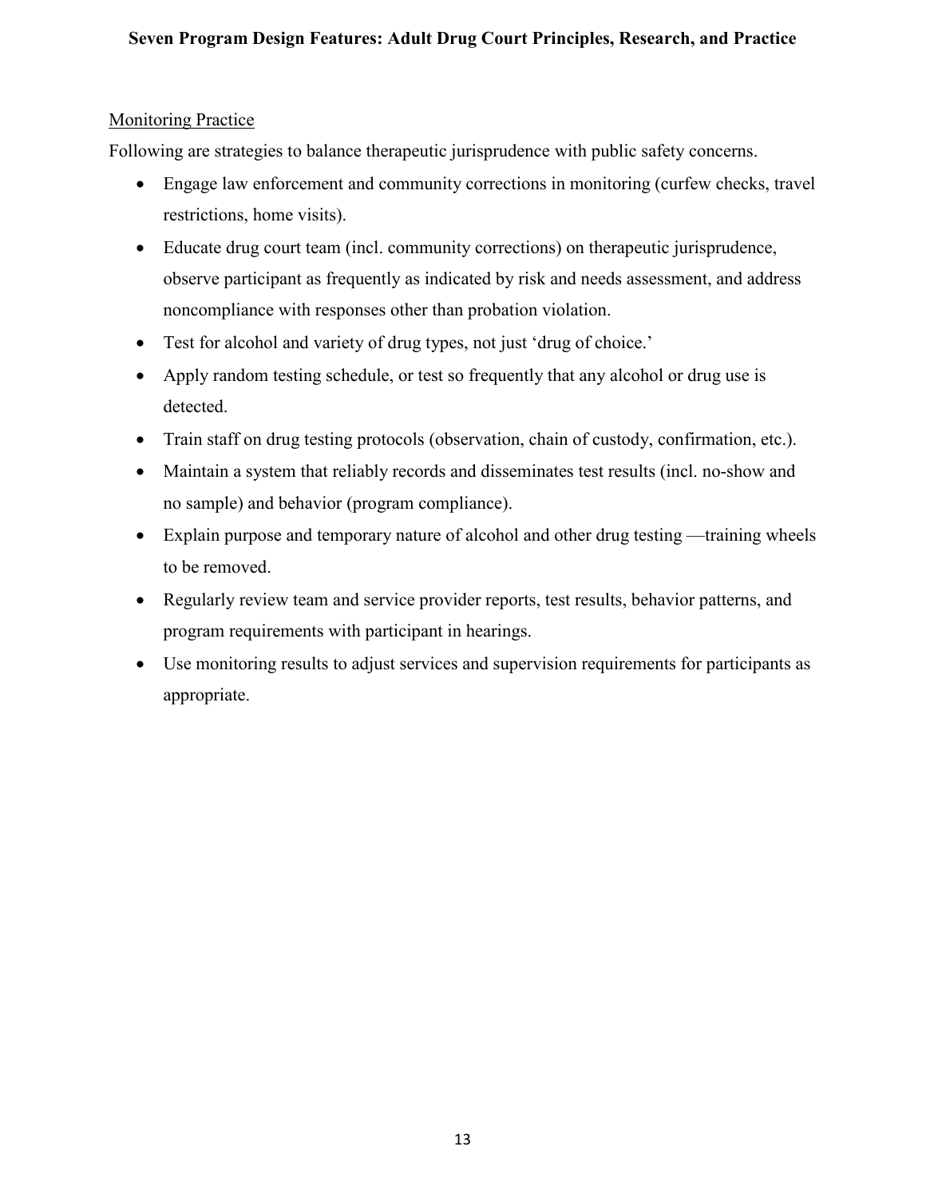Monitoring Practice

Following are strategies to balance therapeutic jurisprudence with public safety concerns.

- Engage law enforcement and community corrections in monitoring (curfew checks, travel restrictions, home visits).
- Educate drug court team (incl. community corrections) on therapeutic jurisprudence, observe participant as frequently as indicated by risk and needs assessment, and address noncompliance with responses other than probation violation.
- Test for alcohol and variety of drug types, not just 'drug of choice.'
- Apply random testing schedule, or test so frequently that any alcohol or drug use is detected.
- Train staff on drug testing protocols (observation, chain of custody, confirmation, etc.).
- Maintain a system that reliably records and disseminates test results (incl. no-show and no sample) and behavior (program compliance).
- Explain purpose and temporary nature of alcohol and other drug testing —training wheels to be removed.
- Regularly review team and service provider reports, test results, behavior patterns, and program requirements with participant in hearings.
- Use monitoring results to adjust services and supervision requirements for participants as appropriate.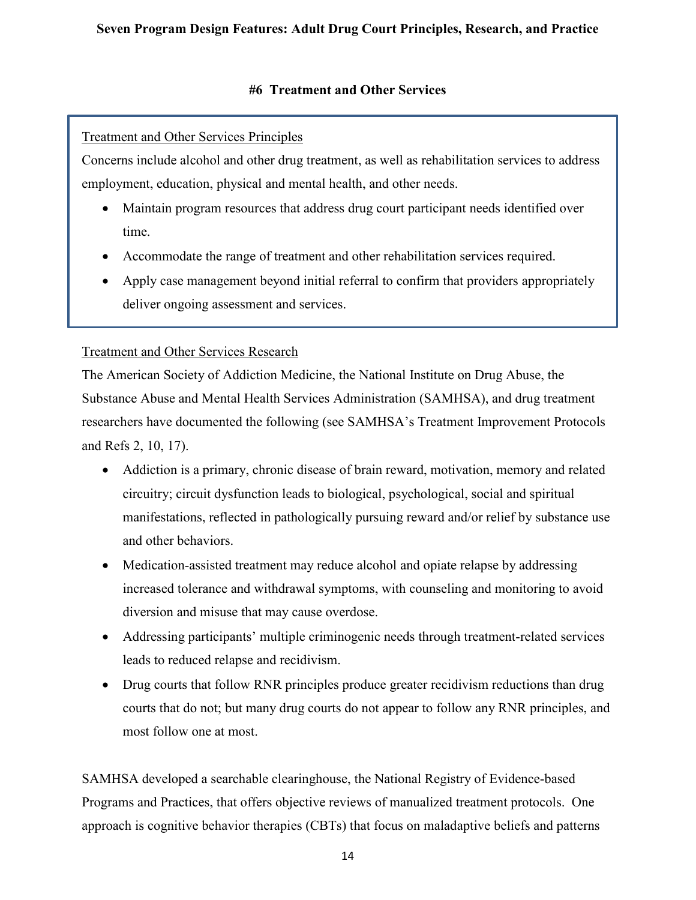## #6 Treatment and Other Services

Treatment and Other Services Principles

Concerns include alcohol and other drug treatment, as well as rehabilitation services to address employment, education, physical and mental health, and other needs.

- Maintain program resources that address drug court participant needs identified over time.
- Accommodate the range of treatment and other rehabilitation services required.
- Apply case management beyond initial referral to confirm that providers appropriately deliver ongoing assessment and services.

Treatment and Other Services Research

The American Society of Addiction Medicine, the National Institute on Drug Abuse, the Substance Abuse and Mental Health Services Administration (SAMHSA), and drug treatment researchers have documented the following (see SAMHSA's Treatment Improvement Protocols and Refs 2, 10, 17).

- Addiction is a primary, chronic disease of brain reward, motivation, memory and related circuitry; circuit dysfunction leads to biological, psychological, social and spiritual manifestations, reflected in pathologically pursuing reward and/or relief by substance use and other behaviors.
- Medication-assisted treatment may reduce alcohol and opiate relapse by addressing increased tolerance and withdrawal symptoms, with counseling and monitoring to avoid diversion and misuse that may cause overdose.
- Addressing participants' multiple criminogenic needs through treatment-related services leads to reduced relapse and recidivism.
- Drug courts that follow RNR principles produce greater recidivism reductions than drug courts that do not; but many drug courts do not appear to follow any RNR principles, and most follow one at most.

SAMHSA developed a searchable clearinghouse, the National Registry of Evidence-based Programs and Practices, that offers objective reviews of manualized treatment protocols. One approach is cognitive behavior therapies (CBTs) that focus on maladaptive beliefs and patterns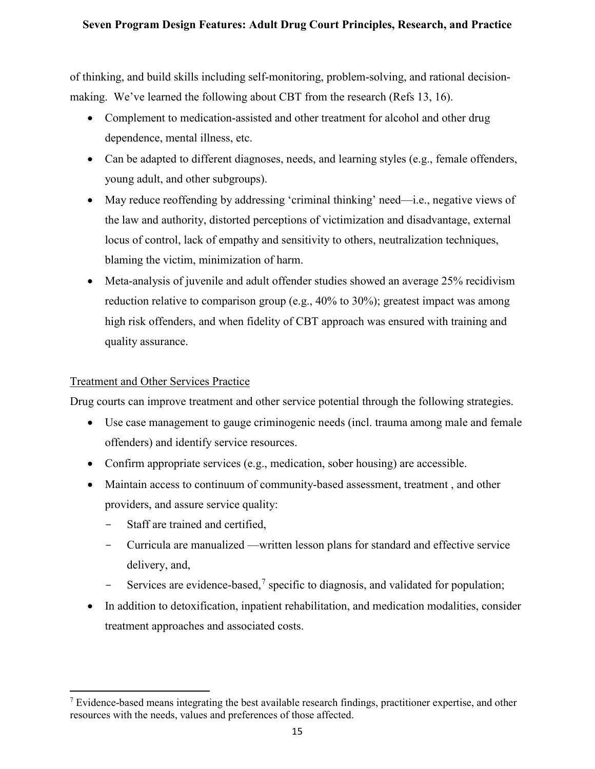of thinking, and build skills including self-monitoring, problem-solving, and rational decision-making. We've learned the following about CBT from the research (Refs 13, 16).

- Complement to medication-assisted and other treatment for alcohol and other drug dependence, mental illness, etc.
- Can be adapted to different diagnoses, needs, and learning styles (e.g., female offenders, young adult, and other subgroups).
- May reduce reoffending by addressing 'criminal thinking' need—i.e., negative views of the law and authority, distorted perceptions of victimization and disadvantage, external locus of control, lack of empathy and sensitivity to others, neutralization techniques, blaming the victim, minimization of harm.
- Meta-analysis of juvenile and adult offender studies showed an average 25% recidivism reduction relative to comparison group (e.g., 40% to 30%); greatest impact was among high risk offenders, and when fidelity of CBT approach was ensured with training and quality assurance.

<u>Treatment and Other Services Practice</u>

Drug courts can improve treatment and other service potential through the following strategies.

- Use case management to gauge criminogenic needs (incl. trauma among male and female offenders) and identify service resources.
- Confirm appropriate services (e.g., medication, sober housing) are accessible.
- Maintain access to continuum of community-based assessment, treatment , and other providers, and assure service quality:
  - Staff are trained and certified,
  - Curricula are manualized —written lesson plans for standard and effective service delivery, and,
  - Services are evidence-based,[7] specific to diagnosis, and validated for population;
- In addition to detoxification, inpatient rehabilitation, and medication modalities, consider treatment approaches and associated costs.

---

[7] Evidence-based means integrating the best available research findings, practitioner expertise, and other resources with the needs, values and preferences of those affected.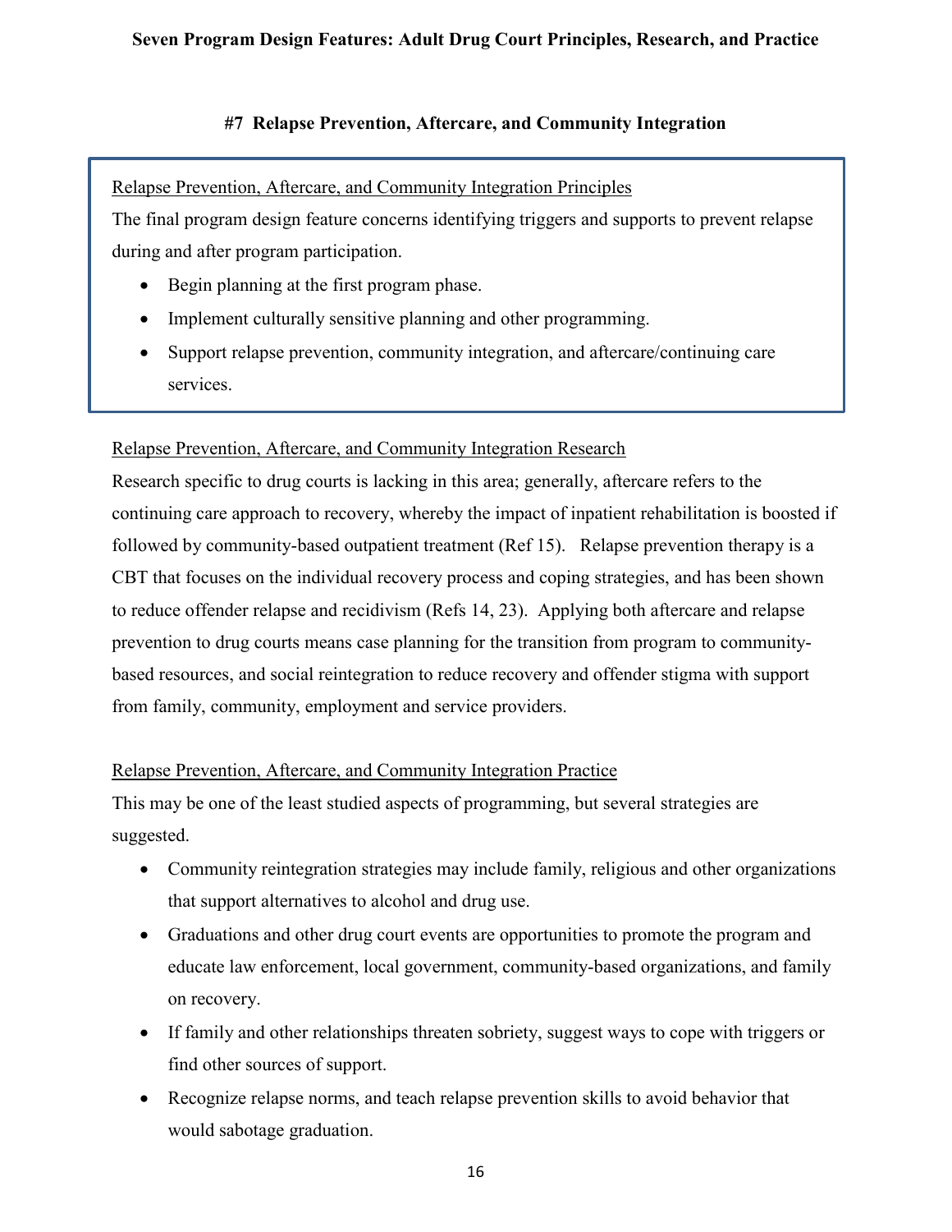## #7 Relapse Prevention, Aftercare, and Community Integration

Relapse Prevention, Aftercare, and Community Integration Principles

The final program design feature concerns identifying triggers and supports to prevent relapse during and after program participation.

- Begin planning at the first program phase.
- Implement culturally sensitive planning and other programming.
- Support relapse prevention, community integration, and aftercare/continuing care services.

### Relapse Prevention, Aftercare, and Community Integration Research

Research specific to drug courts is lacking in this area; generally, aftercare refers to the continuing care approach to recovery, whereby the impact of inpatient rehabilitation is boosted if followed by community-based outpatient treatment (Ref 15). Relapse prevention therapy is a CBT that focuses on the individual recovery process and coping strategies, and has been shown to reduce offender relapse and recidivism (Refs 14, 23). Applying both aftercare and relapse prevention to drug courts means case planning for the transition from program to community-based resources, and social reintegration to reduce recovery and offender stigma with support from family, community, employment and service providers.

### Relapse Prevention, Aftercare, and Community Integration Practice

This may be one of the least studied aspects of programming, but several strategies are suggested.

- Community reintegration strategies may include family, religious and other organizations that support alternatives to alcohol and drug use.
- Graduations and other drug court events are opportunities to promote the program and educate law enforcement, local government, community-based organizations, and family on recovery.
- If family and other relationships threaten sobriety, suggest ways to cope with triggers or find other sources of support.
- Recognize relapse norms, and teach relapse prevention skills to avoid behavior that would sabotage graduation.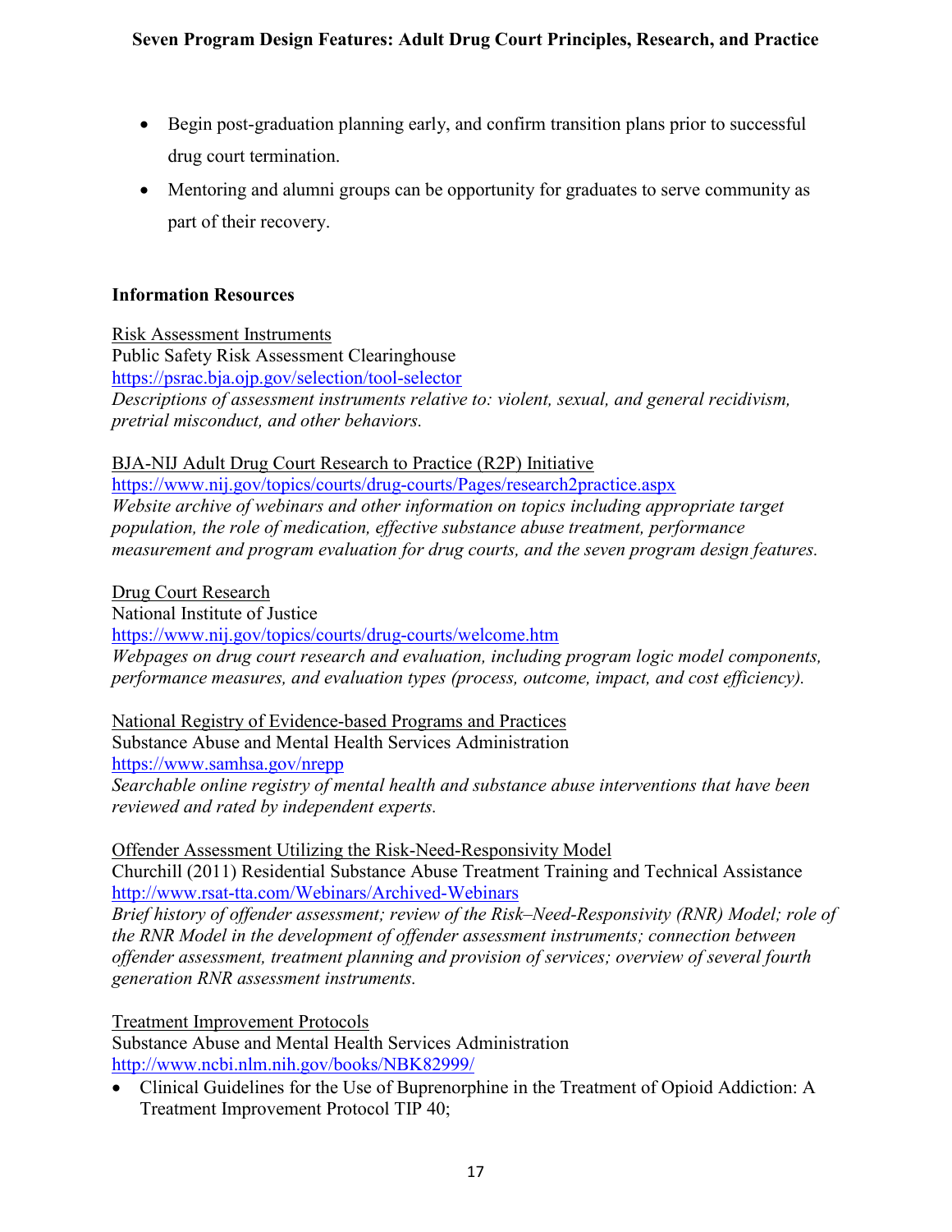- Begin post-graduation planning early, and confirm transition plans prior to successful drug court termination.
- Mentoring and alumni groups can be opportunity for graduates to serve community as part of their recovery.

### Information Resources

Risk Assessment Instruments
Public Safety Risk Assessment Clearinghouse
https://psrac.bja.ojp.gov/selection/tool-selector
*Descriptions of assessment instruments relative to: violent, sexual, and general recidivism, pretrial misconduct, and other behaviors.*

BJA-NIJ Adult Drug Court Research to Practice (R2P) Initiative
https://www.nij.gov/topics/courts/drug-courts/Pages/research2practice.aspx
*Website archive of webinars and other information on topics including appropriate target population, the role of medication, effective substance abuse treatment, performance measurement and program evaluation for drug courts, and the seven program design features.*

Drug Court Research
National Institute of Justice
https://www.nij.gov/topics/courts/drug-courts/welcome.htm
*Webpages on drug court research and evaluation, including program logic model components, performance measures, and evaluation types (process, outcome, impact, and cost efficiency).*

National Registry of Evidence-based Programs and Practices
Substance Abuse and Mental Health Services Administration
https://www.samhsa.gov/nrepp
*Searchable online registry of mental health and substance abuse interventions that have been reviewed and rated by independent experts.*

Offender Assessment Utilizing the Risk-Need-Responsivity Model
Churchill (2011) Residential Substance Abuse Treatment Training and Technical Assistance
http://www.rsat-tta.com/Webinars/Archived-Webinars
*Brief history of offender assessment; review of the Risk–Need-Responsivity (RNR) Model; role of the RNR Model in the development of offender assessment instruments; connection between offender assessment, treatment planning and provision of services; overview of several fourth generation RNR assessment instruments.*

Treatment Improvement Protocols
Substance Abuse and Mental Health Services Administration
http://www.ncbi.nlm.nih.gov/books/NBK82999/

- Clinical Guidelines for the Use of Buprenorphine in the Treatment of Opioid Addiction: A Treatment Improvement Protocol TIP 40;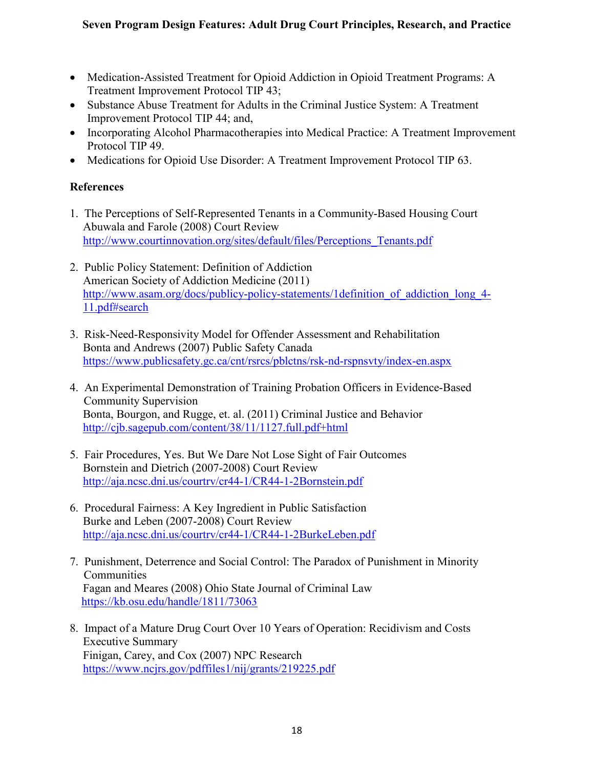- Medication-Assisted Treatment for Opioid Addiction in Opioid Treatment Programs: A Treatment Improvement Protocol TIP 43;
- Substance Abuse Treatment for Adults in the Criminal Justice System: A Treatment Improvement Protocol TIP 44; and,
- Incorporating Alcohol Pharmacotherapies into Medical Practice: A Treatment Improvement Protocol TIP 49.
- Medications for Opioid Use Disorder: A Treatment Improvement Protocol TIP 63.

**References**

1. The Perceptions of Self-Represented Tenants in a Community-Based Housing Court
   Abuwala and Farole (2008) Court Review
   http://www.courtinnovation.org/sites/default/files/Perceptions_Tenants.pdf

2. Public Policy Statement: Definition of Addiction
   American Society of Addiction Medicine (2011)
   http://www.asam.org/docs/publicy-policy-statements/1definition_of_addiction_long_4-11.pdf#search

3. Risk-Need-Responsivity Model for Offender Assessment and Rehabilitation
   Bonta and Andrews (2007) Public Safety Canada
   https://www.publicsafety.gc.ca/cnt/rsrcs/pblctns/rsk-nd-rspnsvty/index-en.aspx

4. An Experimental Demonstration of Training Probation Officers in Evidence-Based Community Supervision
   Bonta, Bourgon, and Rugge, et. al. (2011) Criminal Justice and Behavior
   http://cjb.sagepub.com/content/38/11/1127.full.pdf+html

5. Fair Procedures, Yes. But We Dare Not Lose Sight of Fair Outcomes
   Bornstein and Dietrich (2007-2008) Court Review
   http://aja.ncsc.dni.us/courtrv/cr44-1/CR44-1-2Bornstein.pdf

6. Procedural Fairness: A Key Ingredient in Public Satisfaction
   Burke and Leben (2007-2008) Court Review
   http://aja.ncsc.dni.us/courtrv/cr44-1/CR44-1-2BurkeLeben.pdf

7. Punishment, Deterrence and Social Control: The Paradox of Punishment in Minority Communities
   Fagan and Meares (2008) Ohio State Journal of Criminal Law
   https://kb.osu.edu/handle/1811/73063

8. Impact of a Mature Drug Court Over 10 Years of Operation: Recidivism and Costs Executive Summary
   Finigan, Carey, and Cox (2007) NPC Research
   https://www.ncjrs.gov/pdffiles1/nij/grants/219225.pdf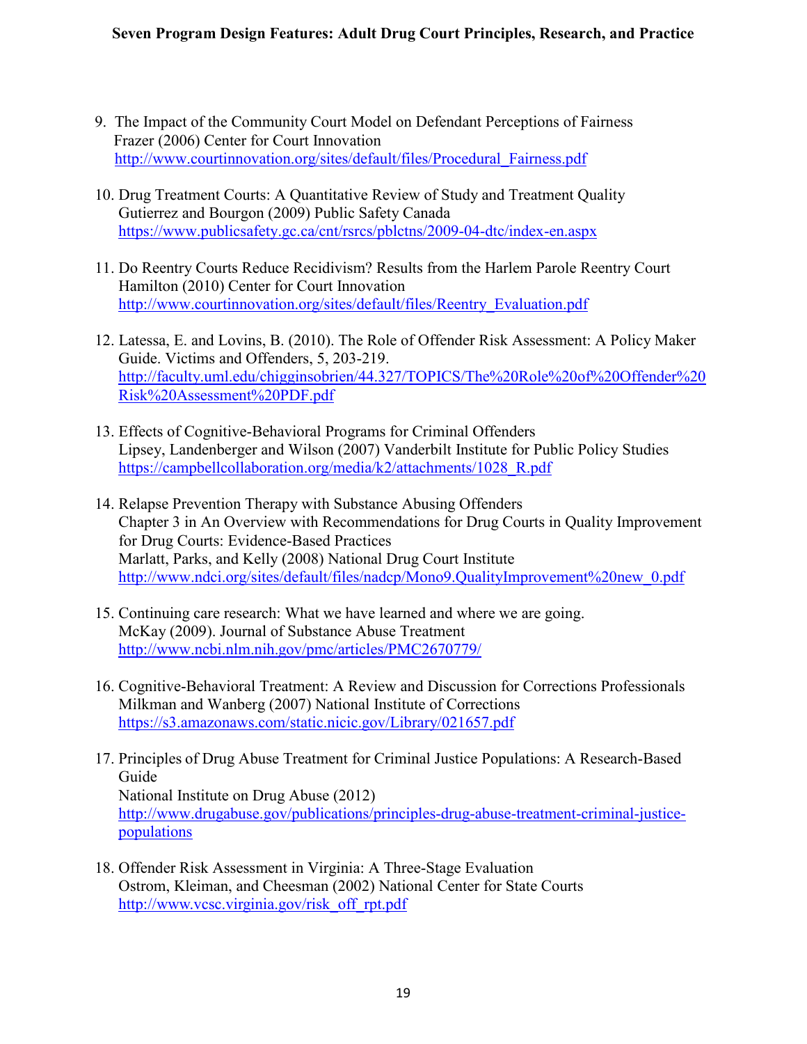9. The Impact of the Community Court Model on Defendant Perceptions of Fairness
   Frazer (2006) Center for Court Innovation
   http://www.courtinnovation.org/sites/default/files/Procedural_Fairness.pdf

10. Drug Treatment Courts: A Quantitative Review of Study and Treatment Quality
    Gutierrez and Bourgon (2009) Public Safety Canada
    https://www.publicsafety.gc.ca/cnt/rsrcs/pblctns/2009-04-dtc/index-en.aspx

11. Do Reentry Courts Reduce Recidivism? Results from the Harlem Parole Reentry Court
    Hamilton (2010) Center for Court Innovation
    http://www.courtinnovation.org/sites/default/files/Reentry_Evaluation.pdf

12. Latessa, E. and Lovins, B. (2010). The Role of Offender Risk Assessment: A Policy Maker Guide. Victims and Offenders, 5, 203-219.
    http://faculty.uml.edu/chigginsobrien/44.327/TOPICS/The%20Role%20of%20Offender%20Risk%20Assessment%20PDF.pdf

13. Effects of Cognitive-Behavioral Programs for Criminal Offenders
    Lipsey, Landenberger and Wilson (2007) Vanderbilt Institute for Public Policy Studies
    https://campbellcollaboration.org/media/k2/attachments/1028_R.pdf

14. Relapse Prevention Therapy with Substance Abusing Offenders
    Chapter 3 in An Overview with Recommendations for Drug Courts in Quality Improvement for Drug Courts: Evidence-Based Practices
    Marlatt, Parks, and Kelly (2008) National Drug Court Institute
    http://www.ndci.org/sites/default/files/nadcp/Mono9.QualityImprovement%20new_0.pdf

15. Continuing care research: What we have learned and where we are going.
    McKay (2009). Journal of Substance Abuse Treatment
    http://www.ncbi.nlm.nih.gov/pmc/articles/PMC2670779/

16. Cognitive-Behavioral Treatment: A Review and Discussion for Corrections Professionals
    Milkman and Wanberg (2007) National Institute of Corrections
    https://s3.amazonaws.com/static.nicic.gov/Library/021657.pdf

17. Principles of Drug Abuse Treatment for Criminal Justice Populations: A Research-Based Guide
    National Institute on Drug Abuse (2012)
    http://www.drugabuse.gov/publications/principles-drug-abuse-treatment-criminal-justice-populations

18. Offender Risk Assessment in Virginia: A Three-Stage Evaluation
    Ostrom, Kleiman, and Cheesman (2002) National Center for State Courts
    http://www.vcsc.virginia.gov/risk_off_rpt.pdf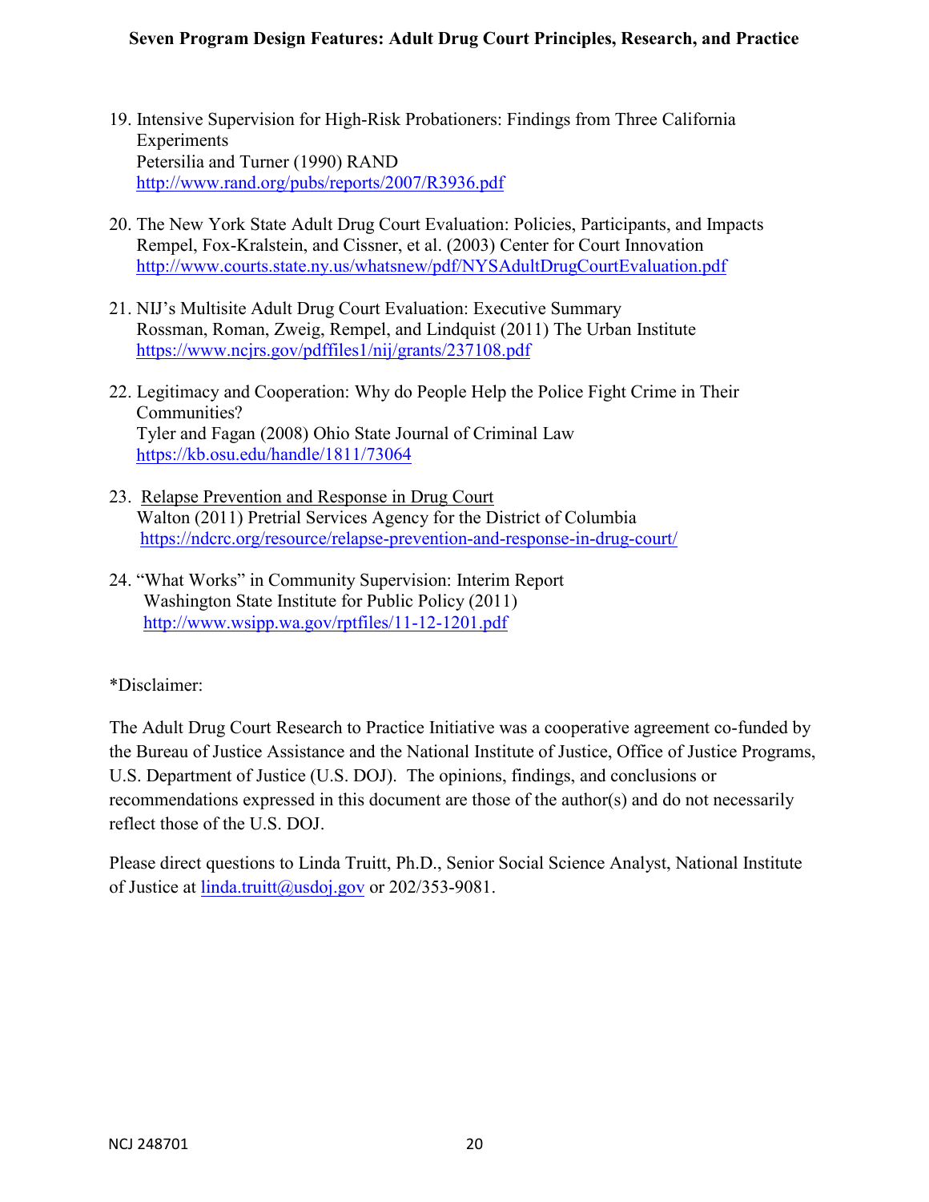19. Intensive Supervision for High-Risk Probationers: Findings from Three California Experiments
    Petersilia and Turner (1990) RAND
    http://www.rand.org/pubs/reports/2007/R3936.pdf

20. The New York State Adult Drug Court Evaluation: Policies, Participants, and Impacts
    Rempel, Fox-Kralstein, and Cissner, et al. (2003) Center for Court Innovation
    http://www.courts.state.ny.us/whatsnew/pdf/NYSAdultDrugCourtEvaluation.pdf

21. NIJ's Multisite Adult Drug Court Evaluation: Executive Summary
    Rossman, Roman, Zweig, Rempel, and Lindquist (2011) The Urban Institute
    https://www.ncjrs.gov/pdffiles1/nij/grants/237108.pdf

22. Legitimacy and Cooperation: Why do People Help the Police Fight Crime in Their Communities?
    Tyler and Fagan (2008) Ohio State Journal of Criminal Law
    https://kb.osu.edu/handle/1811/73064

23. Relapse Prevention and Response in Drug Court
    Walton (2011) Pretrial Services Agency for the District of Columbia
    https://ndcrc.org/resource/relapse-prevention-and-response-in-drug-court/

24. "What Works" in Community Supervision: Interim Report
    Washington State Institute for Public Policy (2011)
    http://www.wsipp.wa.gov/rptfiles/11-12-1201.pdf

*Disclaimer:

The Adult Drug Court Research to Practice Initiative was a cooperative agreement co-funded by the Bureau of Justice Assistance and the National Institute of Justice, Office of Justice Programs, U.S. Department of Justice (U.S. DOJ). The opinions, findings, and conclusions or recommendations expressed in this document are those of the author(s) and do not necessarily reflect those of the U.S. DOJ.

Please direct questions to Linda Truitt, Ph.D., Senior Social Science Analyst, National Institute of Justice at linda.truitt@usdoj.gov or 202/353-9081.